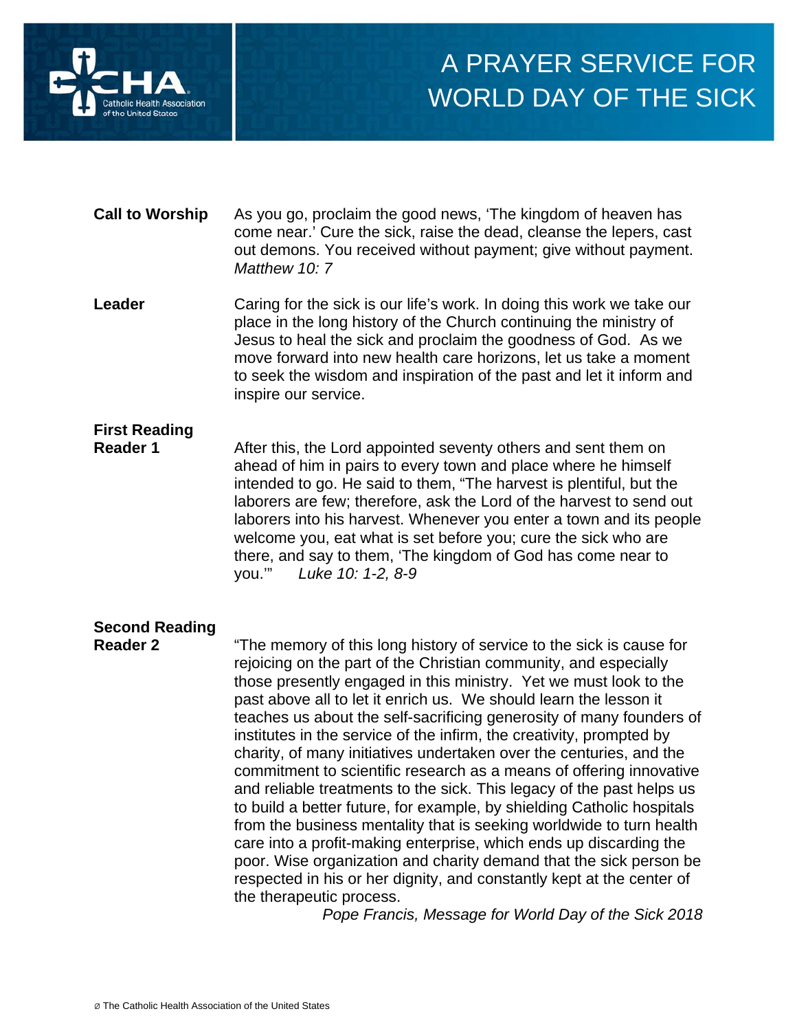# A PRAYER SERVICE FOR WORLD DAY OF THE SICK

**Call to Worship**

As you go, proclaim the good news, 'The kingdom of heaven has come near.' Cure the sick, raise the dead, cleanse the lepers, cast out demons. You received without payment; give without payment. *Matthew 10: 7*

**Leader**

Caring for the sick is our life's work. In doing this work we take our place in the long history of the Church continuing the ministry of Jesus to heal the sick and proclaim the goodness of God. As we move forward into new health care horizons, let us take a moment to seek the wisdom and inspiration of the past and let it inform and inspire our service.

**First Reading**
**Reader 1**

After this, the Lord appointed seventy others and sent them on ahead of him in pairs to every town and place where he himself intended to go. He said to them, "The harvest is plentiful, but the laborers are few; therefore, ask the Lord of the harvest to send out laborers into his harvest. Whenever you enter a town and its people welcome you, eat what is set before you; cure the sick who are there, and say to them, 'The kingdom of God has come near to you.'" *Luke 10: 1-2, 8-9*

**Second Reading**
**Reader 2**

"The memory of this long history of service to the sick is cause for rejoicing on the part of the Christian community, and especially those presently engaged in this ministry. Yet we must look to the past above all to let it enrich us. We should learn the lesson it teaches us about the self-sacrificing generosity of many founders of institutes in the service of the infirm, the creativity, prompted by charity, of many initiatives undertaken over the centuries, and the commitment to scientific research as a means of offering innovative and reliable treatments to the sick. This legacy of the past helps us to build a better future, for example, by shielding Catholic hospitals from the business mentality that is seeking worldwide to turn health care into a profit-making enterprise, which ends up discarding the poor. Wise organization and charity demand that the sick person be respected in his or her dignity, and constantly kept at the center of the therapeutic process.

*Pope Francis, Message for World Day of the Sick 2018*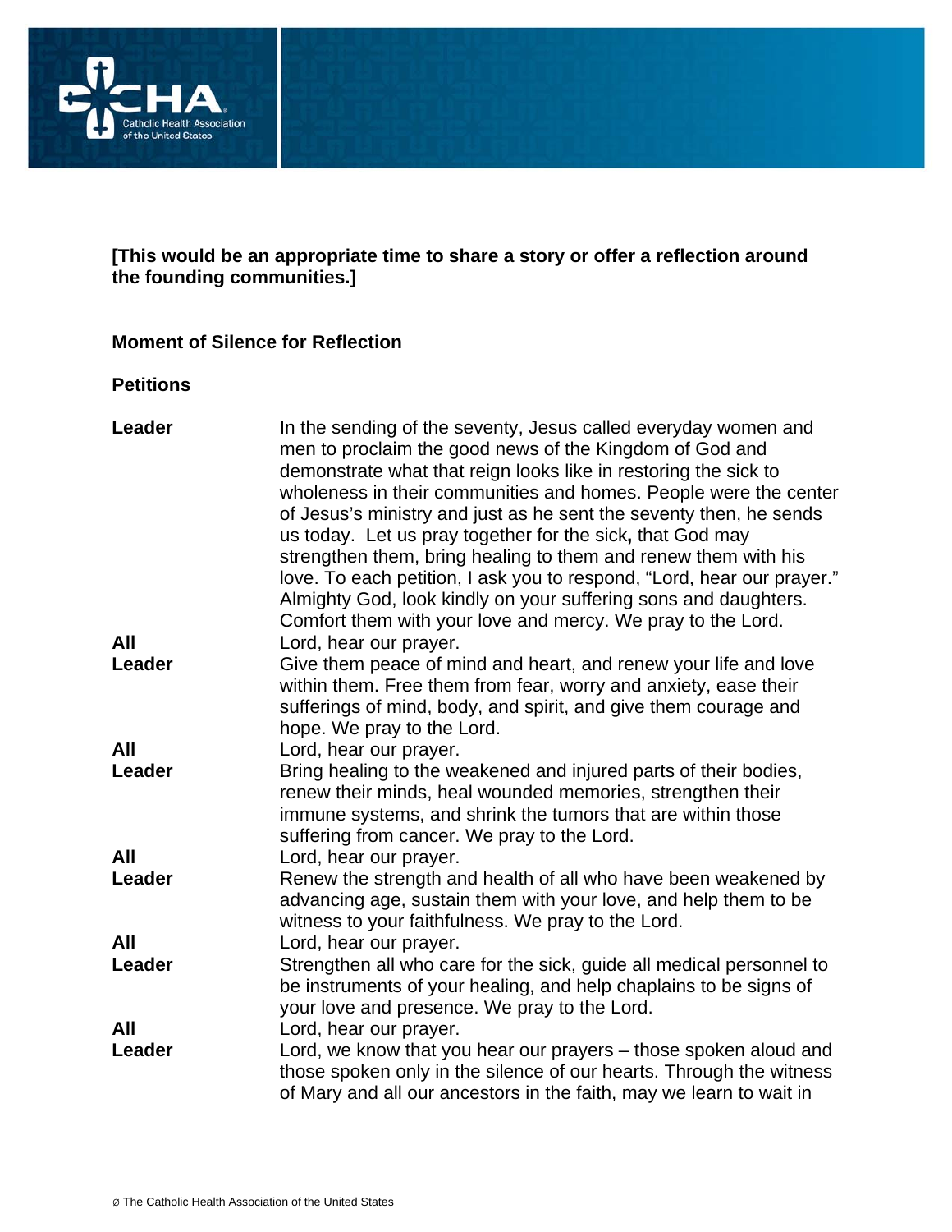**[This would be an appropriate time to share a story or offer a reflection around the founding communities.]**

**Moment of Silence for Reflection**

**Petitions**

**Leader** In the sending of the seventy, Jesus called everyday women and men to proclaim the good news of the Kingdom of God and demonstrate what that reign looks like in restoring the sick to wholeness in their communities and homes. People were the center of Jesus's ministry and just as he sent the seventy then, he sends us today. Let us pray together for the sick**,** that God may strengthen them, bring healing to them and renew them with his love. To each petition, I ask you to respond, "Lord, hear our prayer." Almighty God, look kindly on your suffering sons and daughters. Comfort them with your love and mercy. We pray to the Lord.

**All** Lord, hear our prayer.

**Leader** Give them peace of mind and heart, and renew your life and love within them. Free them from fear, worry and anxiety, ease their sufferings of mind, body, and spirit, and give them courage and hope. We pray to the Lord.

**All** Lord, hear our prayer.

**Leader** Bring healing to the weakened and injured parts of their bodies, renew their minds, heal wounded memories, strengthen their immune systems, and shrink the tumors that are within those suffering from cancer. We pray to the Lord.

**All** Lord, hear our prayer.

**Leader** Renew the strength and health of all who have been weakened by advancing age, sustain them with your love, and help them to be witness to your faithfulness. We pray to the Lord.

**All** Lord, hear our prayer.

**Leader** Strengthen all who care for the sick, guide all medical personnel to be instruments of your healing, and help chaplains to be signs of your love and presence. We pray to the Lord.

**All** Lord, hear our prayer.

**Leader** Lord, we know that you hear our prayers – those spoken aloud and those spoken only in the silence of our hearts. Through the witness of Mary and all our ancestors in the faith, may we learn to wait in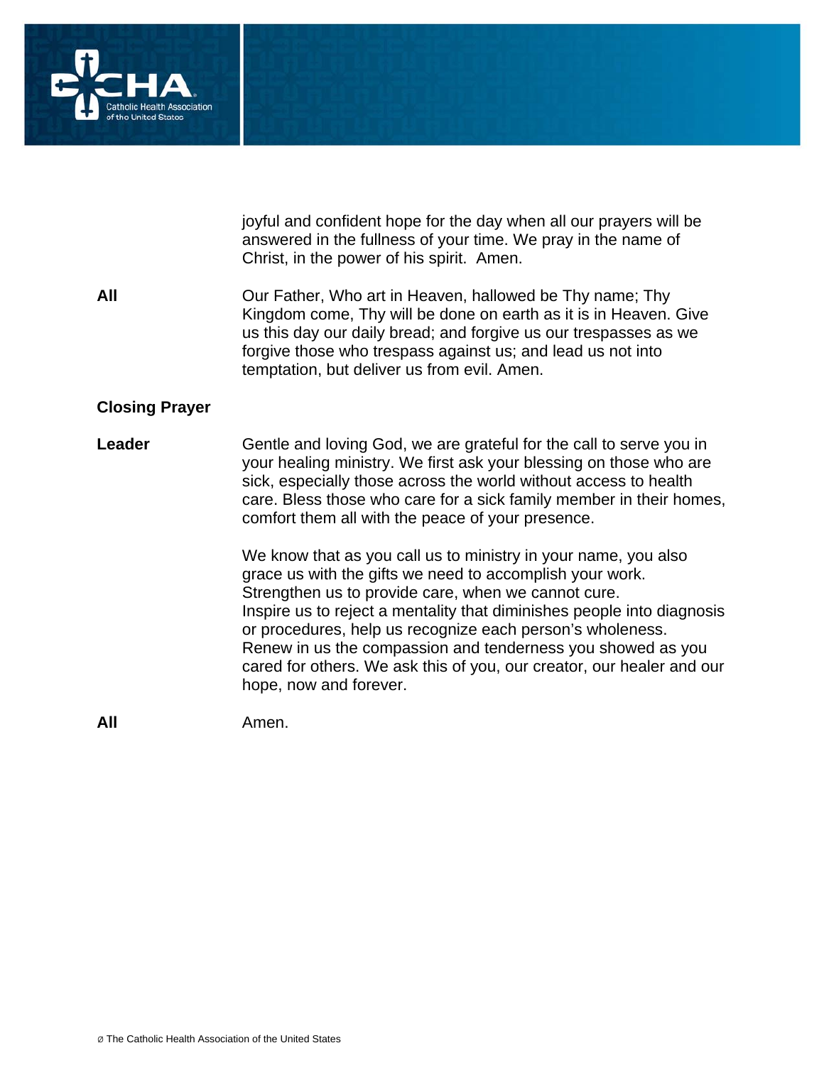joyful and confident hope for the day when all our prayers will be answered in the fullness of your time. We pray in the name of Christ, in the power of his spirit. Amen.

**All** Our Father, Who art in Heaven, hallowed be Thy name; Thy Kingdom come, Thy will be done on earth as it is in Heaven. Give us this day our daily bread; and forgive us our trespasses as we forgive those who trespass against us; and lead us not into temptation, but deliver us from evil. Amen.

**Closing Prayer**

**Leader** Gentle and loving God, we are grateful for the call to serve you in your healing ministry. We first ask your blessing on those who are sick, especially those across the world without access to health care. Bless those who care for a sick family member in their homes, comfort them all with the peace of your presence.

We know that as you call us to ministry in your name, you also grace us with the gifts we need to accomplish your work. Strengthen us to provide care, when we cannot cure. Inspire us to reject a mentality that diminishes people into diagnosis or procedures, help us recognize each person's wholeness. Renew in us the compassion and tenderness you showed as you cared for others. We ask this of you, our creator, our healer and our hope, now and forever.

**All** Amen.